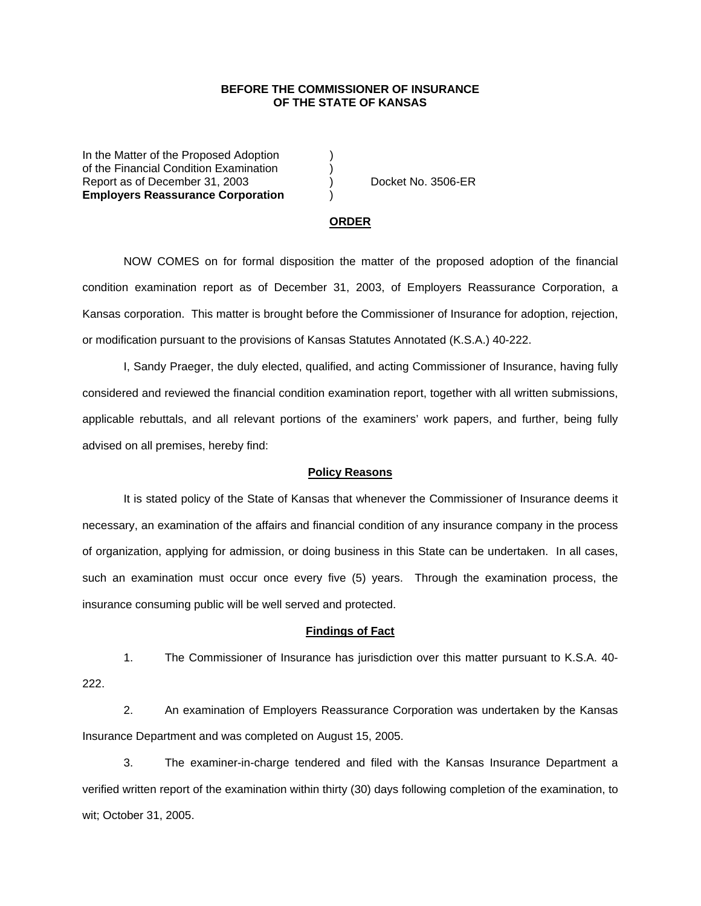**BEFORE THE COMMISSIONER OF INSURANCE**
**OF THE STATE OF KANSAS**

In the Matter of the Proposed Adoption )
of the Financial Condition Examination )
Report as of December 31, 2003 ) Docket No. 3506-ER
**Employers Reassurance Corporation** )

## ORDER

NOW COMES on for formal disposition the matter of the proposed adoption of the financial condition examination report as of December 31, 2003, of Employers Reassurance Corporation, a Kansas corporation. This matter is brought before the Commissioner of Insurance for adoption, rejection, or modification pursuant to the provisions of Kansas Statutes Annotated (K.S.A.) 40-222.

I, Sandy Praeger, the duly elected, qualified, and acting Commissioner of Insurance, having fully considered and reviewed the financial condition examination report, together with all written submissions, applicable rebuttals, and all relevant portions of the examiners' work papers, and further, being fully advised on all premises, hereby find:

### Policy Reasons

It is stated policy of the State of Kansas that whenever the Commissioner of Insurance deems it necessary, an examination of the affairs and financial condition of any insurance company in the process of organization, applying for admission, or doing business in this State can be undertaken. In all cases, such an examination must occur once every five (5) years. Through the examination process, the insurance consuming public will be well served and protected.

### Findings of Fact

1. The Commissioner of Insurance has jurisdiction over this matter pursuant to K.S.A. 40-222.

2. An examination of Employers Reassurance Corporation was undertaken by the Kansas Insurance Department and was completed on August 15, 2005.

3. The examiner-in-charge tendered and filed with the Kansas Insurance Department a verified written report of the examination within thirty (30) days following completion of the examination, to wit; October 31, 2005.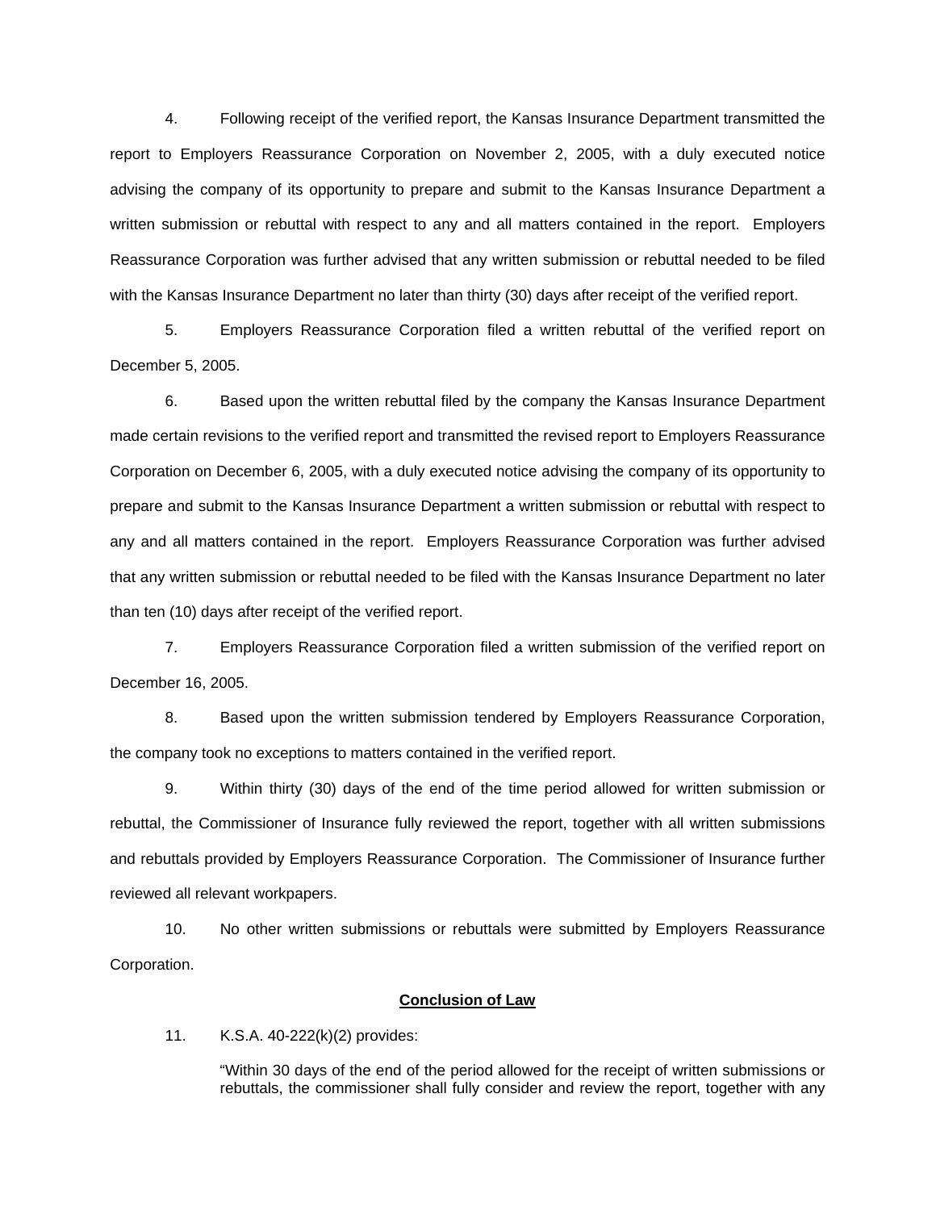4. Following receipt of the verified report, the Kansas Insurance Department transmitted the report to Employers Reassurance Corporation on November 2, 2005, with a duly executed notice advising the company of its opportunity to prepare and submit to the Kansas Insurance Department a written submission or rebuttal with respect to any and all matters contained in the report. Employers Reassurance Corporation was further advised that any written submission or rebuttal needed to be filed with the Kansas Insurance Department no later than thirty (30) days after receipt of the verified report.

5. Employers Reassurance Corporation filed a written rebuttal of the verified report on December 5, 2005.

6. Based upon the written rebuttal filed by the company the Kansas Insurance Department made certain revisions to the verified report and transmitted the revised report to Employers Reassurance Corporation on December 6, 2005, with a duly executed notice advising the company of its opportunity to prepare and submit to the Kansas Insurance Department a written submission or rebuttal with respect to any and all matters contained in the report. Employers Reassurance Corporation was further advised that any written submission or rebuttal needed to be filed with the Kansas Insurance Department no later than ten (10) days after receipt of the verified report.

7. Employers Reassurance Corporation filed a written submission of the verified report on December 16, 2005.

8. Based upon the written submission tendered by Employers Reassurance Corporation, the company took no exceptions to matters contained in the verified report.

9. Within thirty (30) days of the end of the time period allowed for written submission or rebuttal, the Commissioner of Insurance fully reviewed the report, together with all written submissions and rebuttals provided by Employers Reassurance Corporation. The Commissioner of Insurance further reviewed all relevant workpapers.

10. No other written submissions or rebuttals were submitted by Employers Reassurance Corporation.

## Conclusion of Law

11. K.S.A. 40-222(k)(2) provides:

> "Within 30 days of the end of the period allowed for the receipt of written submissions or rebuttals, the commissioner shall fully consider and review the report, together with any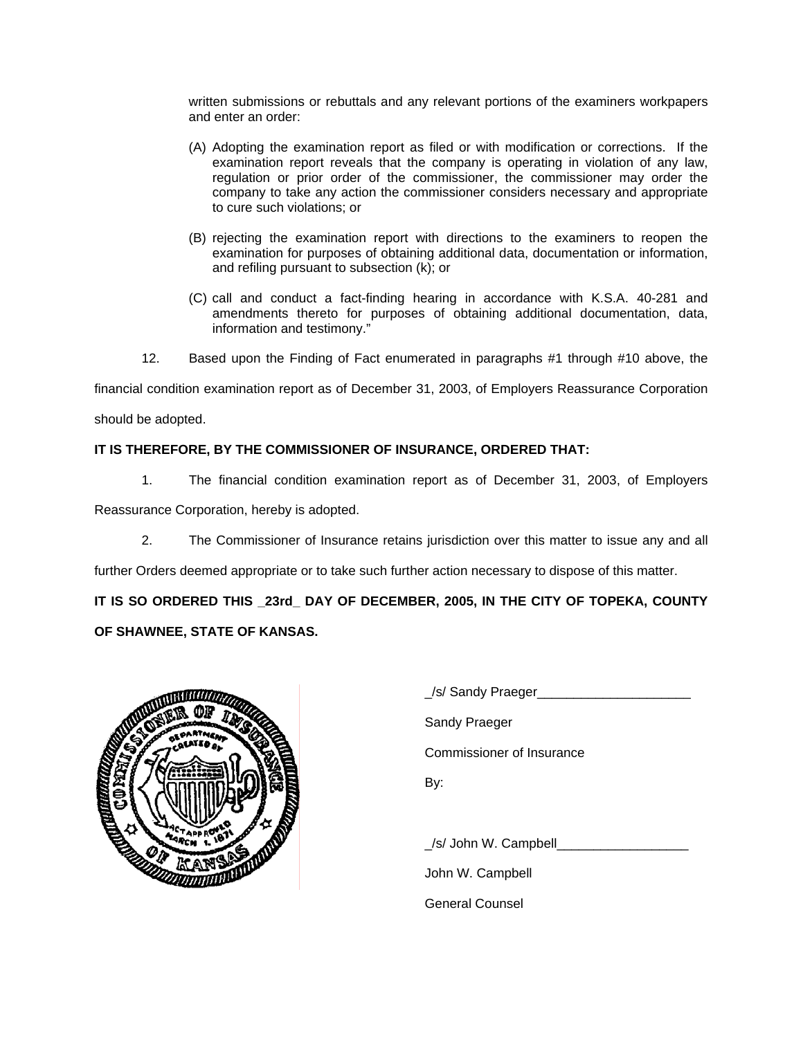written submissions or rebuttals and any relevant portions of the examiners workpapers and enter an order:

(A) Adopting the examination report as filed or with modification or corrections. If the examination report reveals that the company is operating in violation of any law, regulation or prior order of the commissioner, the commissioner may order the company to take any action the commissioner considers necessary and appropriate to cure such violations; or

(B) rejecting the examination report with directions to the examiners to reopen the examination for purposes of obtaining additional data, documentation or information, and refiling pursuant to subsection (k); or

(C) call and conduct a fact-finding hearing in accordance with K.S.A. 40-281 and amendments thereto for purposes of obtaining additional documentation, data, information and testimony."

12. Based upon the Finding of Fact enumerated in paragraphs #1 through #10 above, the financial condition examination report as of December 31, 2003, of Employers Reassurance Corporation should be adopted.

**IT IS THEREFORE, BY THE COMMISSIONER OF INSURANCE, ORDERED THAT:**

1. The financial condition examination report as of December 31, 2003, of Employers Reassurance Corporation, hereby is adopted.

2. The Commissioner of Insurance retains jurisdiction over this matter to issue any and all further Orders deemed appropriate or to take such further action necessary to dispose of this matter.

**IT IS SO ORDERED THIS _23rd_ DAY OF DECEMBER, 2005, IN THE CITY OF TOPEKA, COUNTY OF SHAWNEE, STATE OF KANSAS.**

_/s/ Sandy Praeger_____________________

Sandy Praeger

Commissioner of Insurance

By:

_/s/ John W. Campbell__________________

John W. Campbell

General Counsel